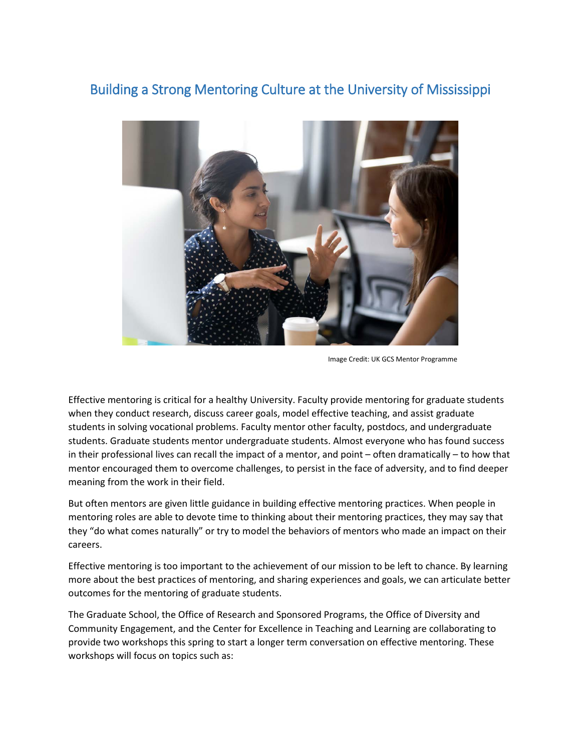# Building a Strong Mentoring Culture at the University of Mississippi

Image Credit: UK GCS Mentor Programme

Effective mentoring is critical for a healthy University. Faculty provide mentoring for graduate students when they conduct research, discuss career goals, model effective teaching, and assist graduate students in solving vocational problems. Faculty mentor other faculty, postdocs, and undergraduate students. Graduate students mentor undergraduate students. Almost everyone who has found success in their professional lives can recall the impact of a mentor, and point – often dramatically – to how that mentor encouraged them to overcome challenges, to persist in the face of adversity, and to find deeper meaning from the work in their field.

But often mentors are given little guidance in building effective mentoring practices. When people in mentoring roles are able to devote time to thinking about their mentoring practices, they may say that they "do what comes naturally" or try to model the behaviors of mentors who made an impact on their careers.

Effective mentoring is too important to the achievement of our mission to be left to chance. By learning more about the best practices of mentoring, and sharing experiences and goals, we can articulate better outcomes for the mentoring of graduate students.

The Graduate School, the Office of Research and Sponsored Programs, the Office of Diversity and Community Engagement, and the Center for Excellence in Teaching and Learning are collaborating to provide two workshops this spring to start a longer term conversation on effective mentoring. These workshops will focus on topics such as: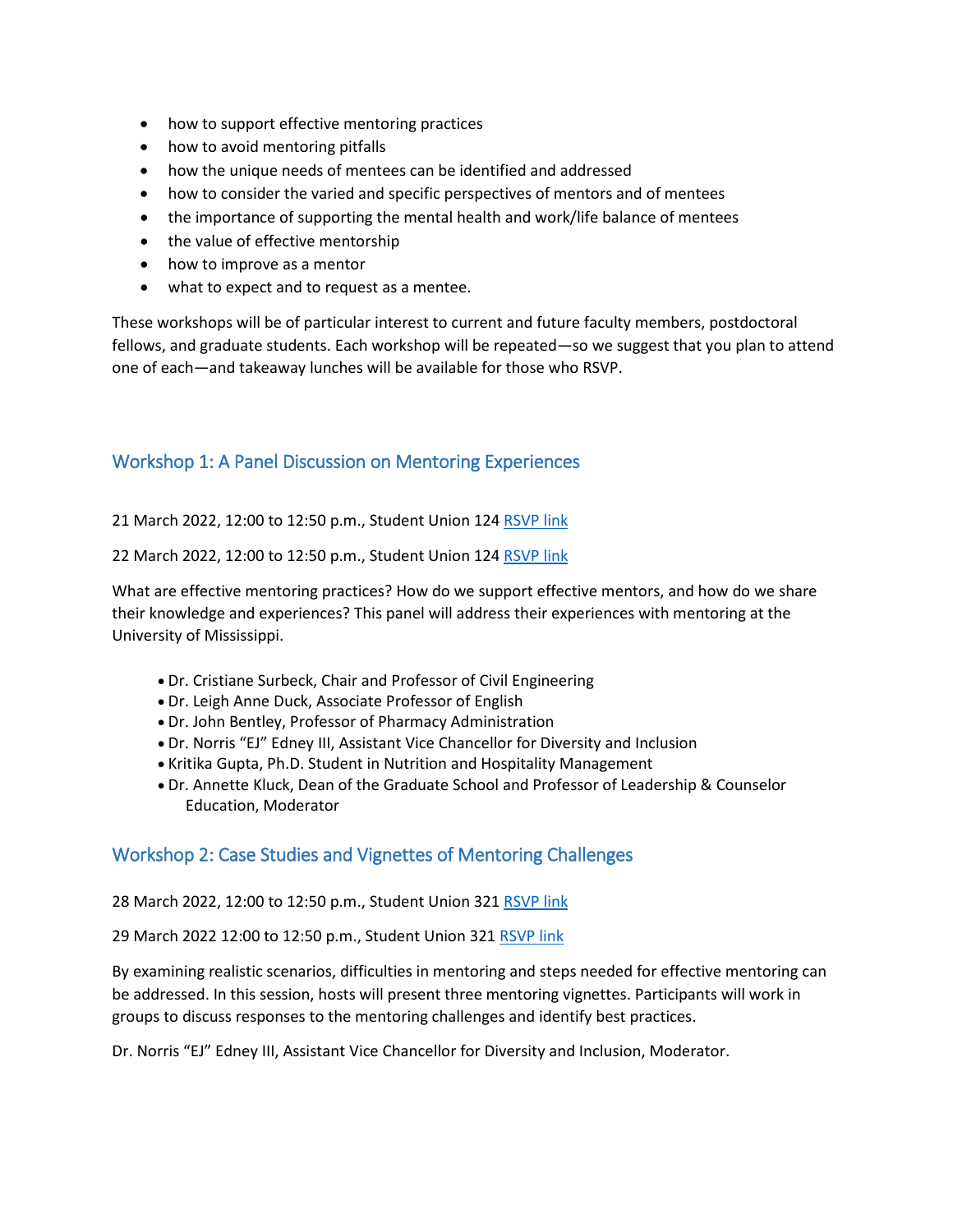- how to support effective mentoring practices
- how to avoid mentoring pitfalls
- how the unique needs of mentees can be identified and addressed
- how to consider the varied and specific perspectives of mentors and of mentees
- the importance of supporting the mental health and work/life balance of mentees
- the value of effective mentorship
- how to improve as a mentor
- what to expect and to request as a mentee.

These workshops will be of particular interest to current and future faculty members, postdoctoral fellows, and graduate students. Each workshop will be repeated—so we suggest that you plan to attend one of each—and takeaway lunches will be available for those who RSVP.

## Workshop 1: A Panel Discussion on Mentoring Experiences

21 March 2022, 12:00 to 12:50 p.m., Student Union 124 RSVP link

22 March 2022, 12:00 to 12:50 p.m., Student Union 124 RSVP link

What are effective mentoring practices? How do we support effective mentors, and how do we share their knowledge and experiences? This panel will address their experiences with mentoring at the University of Mississippi.

- Dr. Cristiane Surbeck, Chair and Professor of Civil Engineering
- Dr. Leigh Anne Duck, Associate Professor of English
- Dr. John Bentley, Professor of Pharmacy Administration
- Dr. Norris "EJ" Edney III, Assistant Vice Chancellor for Diversity and Inclusion
- Kritika Gupta, Ph.D. Student in Nutrition and Hospitality Management
- Dr. Annette Kluck, Dean of the Graduate School and Professor of Leadership & Counselor Education, Moderator

## Workshop 2: Case Studies and Vignettes of Mentoring Challenges

28 March 2022, 12:00 to 12:50 p.m., Student Union 321 RSVP link

29 March 2022 12:00 to 12:50 p.m., Student Union 321 RSVP link

By examining realistic scenarios, difficulties in mentoring and steps needed for effective mentoring can be addressed. In this session, hosts will present three mentoring vignettes. Participants will work in groups to discuss responses to the mentoring challenges and identify best practices.

Dr. Norris "EJ" Edney III, Assistant Vice Chancellor for Diversity and Inclusion, Moderator.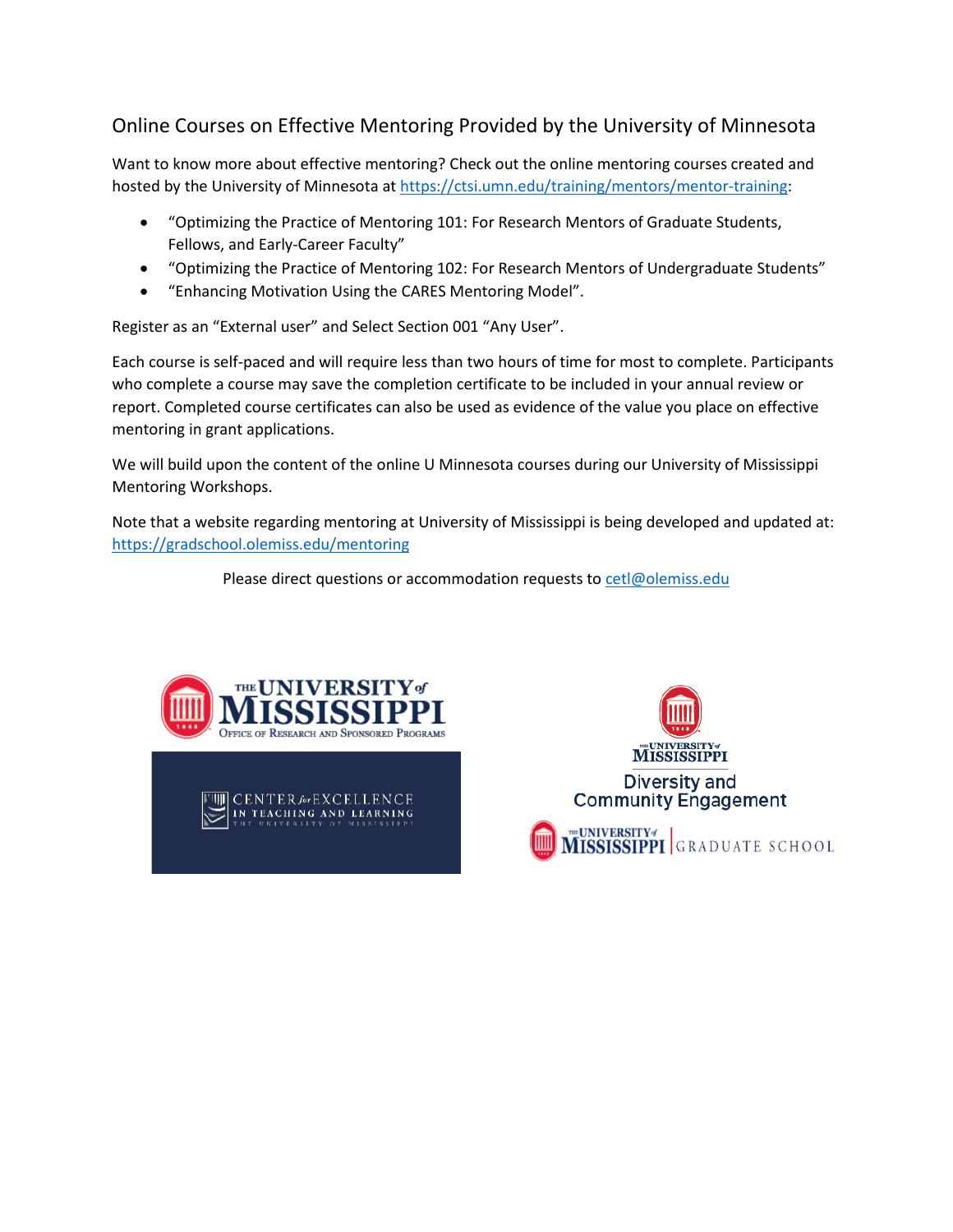## Online Courses on Effective Mentoring Provided by the University of Minnesota

Want to know more about effective mentoring? Check out the online mentoring courses created and hosted by the University of Minnesota at https://ctsi.umn.edu/training/mentors/mentor-training:

- "Optimizing the Practice of Mentoring 101: For Research Mentors of Graduate Students, Fellows, and Early-Career Faculty"
- "Optimizing the Practice of Mentoring 102: For Research Mentors of Undergraduate Students"
- "Enhancing Motivation Using the CARES Mentoring Model".

Register as an "External user" and Select Section 001 "Any User".

Each course is self-paced and will require less than two hours of time for most to complete. Participants who complete a course may save the completion certificate to be included in your annual review or report. Completed course certificates can also be used as evidence of the value you place on effective mentoring in grant applications.

We will build upon the content of the online U Minnesota courses during our University of Mississippi Mentoring Workshops.

Note that a website regarding mentoring at University of Mississippi is being developed and updated at: https://gradschool.olemiss.edu/mentoring

Please direct questions or accommodation requests to cetl@olemiss.edu

The University of Mississippi
Office of Research and Sponsored Programs

Center for Excellence in Teaching and Learning
The University of Mississippi

The University of Mississippi
Diversity and Community Engagement

The University of Mississippi | Graduate School